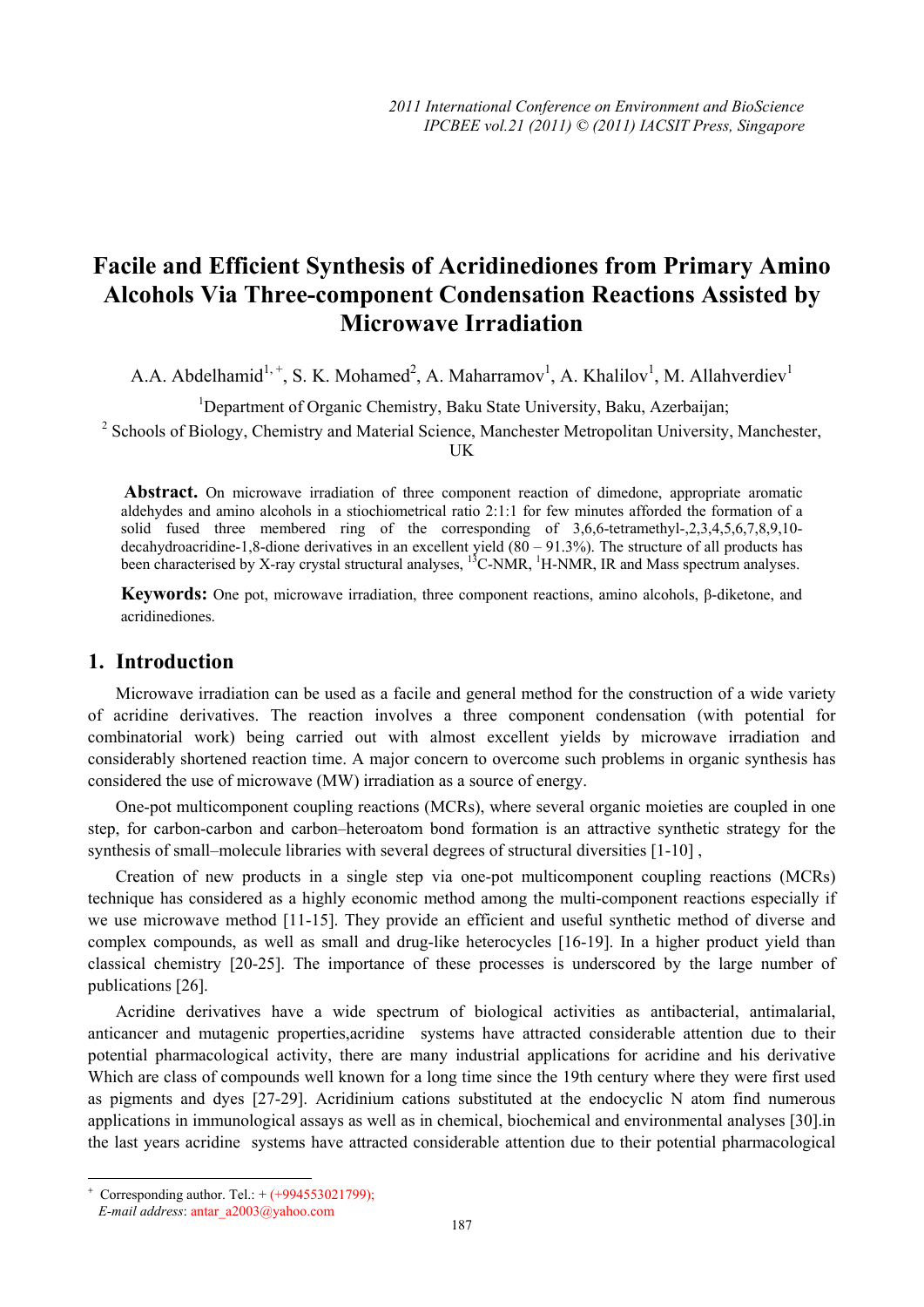# Facile and Efficient Synthesis of Acridinediones from Primary Amino Alcohols Via Three-component Condensation Reactions Assisted by Microwave Irradiation

A.A. Abdelhamid[1,+], S. K. Mohamed[2], A. Maharramov[1], A. Khalilov[1], M. Allahverdiev[1]

[1]Department of Organic Chemistry, Baku State University, Baku, Azerbaijan;

[2] Schools of Biology, Chemistry and Material Science, Manchester Metropolitan University, Manchester, UK

**Abstract.** On microwave irradiation of three component reaction of dimedone, appropriate aromatic aldehydes and amino alcohols in a stiochiometrical ratio 2:1:1 for few minutes afforded the formation of a solid fused three membered ring of the corresponding of 3,6,6-tetramethyl-,2,3,4,5,6,7,8,9,10-decahydroacridine-1,8-dione derivatives in an excellent yield (80 – 91.3%). The structure of all products has been characterised by X-ray crystal structural analyses, $^{13}$C-NMR, $^{1}$H-NMR, IR and Mass spectrum analyses.

**Keywords:** One pot, microwave irradiation, three component reactions, amino alcohols, β-diketone, and acridinediones.

## 1. Introduction

Microwave irradiation can be used as a facile and general method for the construction of a wide variety of acridine derivatives. The reaction involves a three component condensation (with potential for combinatorial work) being carried out with almost excellent yields by microwave irradiation and considerably shortened reaction time. A major concern to overcome such problems in organic synthesis has considered the use of microwave (MW) irradiation as a source of energy.

One-pot multicomponent coupling reactions (MCRs), where several organic moieties are coupled in one step, for carbon-carbon and carbon–heteroatom bond formation is an attractive synthetic strategy for the synthesis of small–molecule libraries with several degrees of structural diversities [1-10] ,

Creation of new products in a single step via one-pot multicomponent coupling reactions (MCRs) technique has considered as a highly economic method among the multi-component reactions especially if we use microwave method [11-15]. They provide an efficient and useful synthetic method of diverse and complex compounds, as well as small and drug-like heterocycles [16-19]. In a higher product yield than classical chemistry [20-25]. The importance of these processes is underscored by the large number of publications [26].

Acridine derivatives have a wide spectrum of biological activities as antibacterial, antimalarial, anticancer and mutagenic properties,acridine systems have attracted considerable attention due to their potential pharmacological activity, there are many industrial applications for acridine and his derivative Which are class of compounds well known for a long time since the 19th century where they were first used as pigments and dyes [27-29]. Acridinium cations substituted at the endocyclic N atom find numerous applications in immunological assays as well as in chemical, biochemical and environmental analyses [30].in the last years acridine systems have attracted considerable attention due to their potential pharmacological

---

+ Corresponding author. Tel.: + (+994553021799);
*E-mail address*: antar_a2003@yahoo.com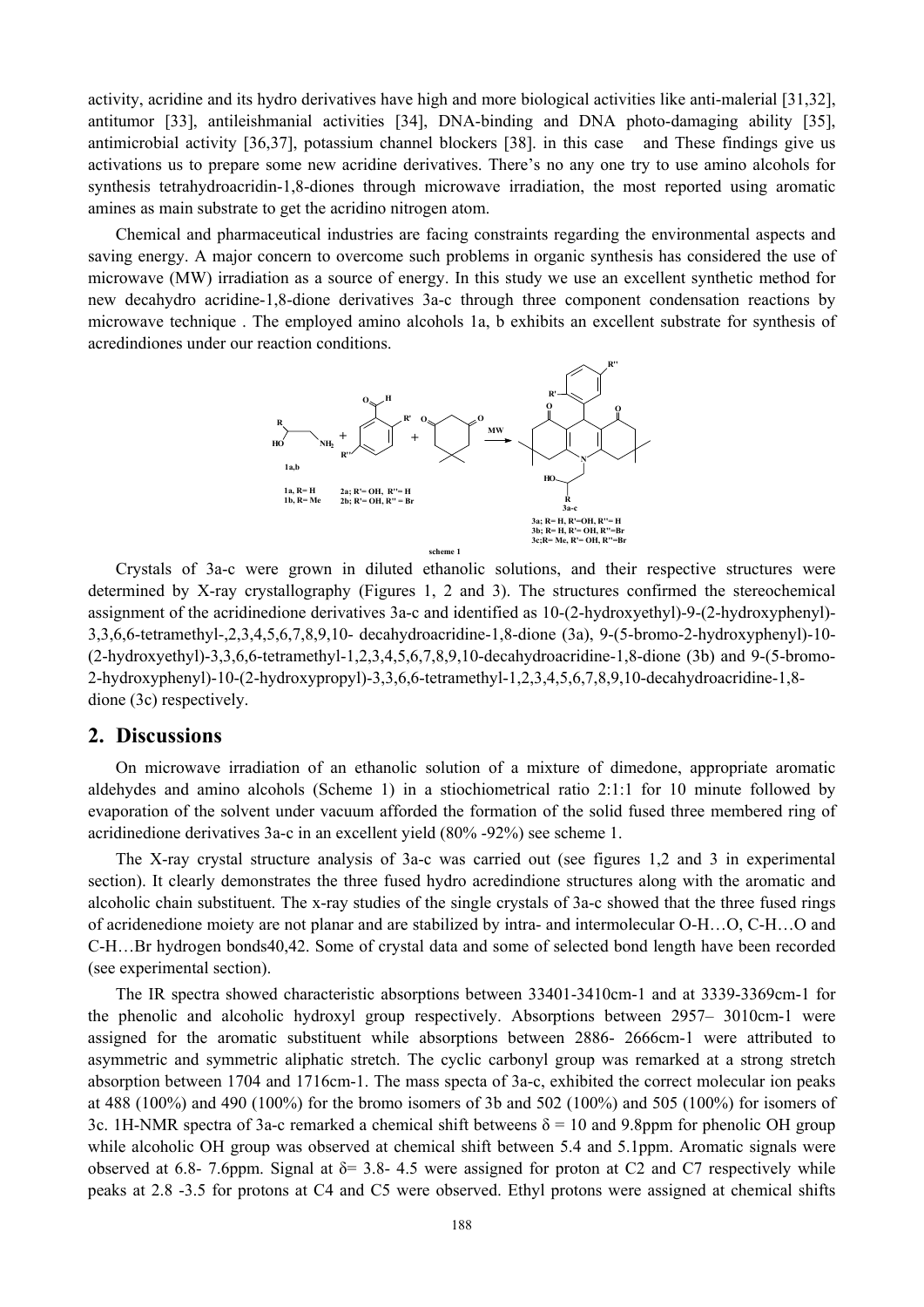activity, acridine and its hydro derivatives have high and more biological activities like anti-malerial [31,32], antitumor [33], antileishmanial activities [34], DNA-binding and DNA photo-damaging ability [35], antimicrobial activity [36,37], potassium channel blockers [38]. in this case  and These findings give us activations us to prepare some new acridine derivatives. There's no any one try to use amino alcohols for synthesis tetrahydroacridin-1,8-diones through microwave irradiation, the most reported using aromatic amines as main substrate to get the acridino nitrogen atom.

Chemical and pharmaceutical industries are facing constraints regarding the environmental aspects and saving energy. A major concern to overcome such problems in organic synthesis has considered the use of microwave (MW) irradiation as a source of energy. In this study we use an excellent synthetic method for new decahydro acridine-1,8-dione derivatives 3a-c through three component condensation reactions by microwave technique . The employed amino alcohols 1a, b exhibits an excellent substrate for synthesis of acredindiones under our reaction conditions.

1a,b

1a, R= H
1b, R= Me

2a; R'= OH, R''= H
2b; R'= OH, R'' = Br

MW

3a-c

3a; R= H, R'=OH, R''= H
3b; R= H, R'= OH, R''=Br
3c;R= Me, R'= OH, R''=Br

scheme 1

Crystals of 3a-c were grown in diluted ethanolic solutions, and their respective structures were determined by X-ray crystallography (Figures 1, 2 and 3). The structures confirmed the stereochemical assignment of the acridinedione derivatives 3a-c and identified as 10-(2-hydroxyethyl)-9-(2-hydroxyphenyl)-3,3,6,6-tetramethyl-,2,3,4,5,6,7,8,9,10- decahydroacridine-1,8-dione (3a), 9-(5-bromo-2-hydroxyphenyl)-10-(2-hydroxyethyl)-3,3,6,6-tetramethyl-1,2,3,4,5,6,7,8,9,10-decahydroacridine-1,8-dione (3b) and 9-(5-bromo-2-hydroxyphenyl)-10-(2-hydroxypropyl)-3,3,6,6-tetramethyl-1,2,3,4,5,6,7,8,9,10-decahydroacridine-1,8-dione (3c) respectively.

## 2. Discussions

On microwave irradiation of an ethanolic solution of a mixture of dimedone, appropriate aromatic aldehydes and amino alcohols (Scheme 1) in a stiochiometrical ratio 2:1:1 for 10 minute followed by evaporation of the solvent under vacuum afforded the formation of the solid fused three membered ring of acridinedione derivatives 3a-c in an excellent yield (80% -92%) see scheme 1.

The X-ray crystal structure analysis of 3a-c was carried out (see figures 1,2 and 3 in experimental section). It clearly demonstrates the three fused hydro acredindione structures along with the aromatic and alcoholic chain substituent. The x-ray studies of the single crystals of 3a-c showed that the three fused rings of acridenedione moiety are not planar and are stabilized by intra- and intermolecular O-H…O, C-H…O and C-H…Br hydrogen bonds40,42. Some of crystal data and some of selected bond length have been recorded (see experimental section).

The IR spectra showed characteristic absorptions between 33401-3410cm-1 and at 3339-3369cm-1 for the phenolic and alcoholic hydroxyl group respectively. Absorptions between 2957– 3010cm-1 were assigned for the aromatic substituent while absorptions between 2886- 2666cm-1 were attributed to asymmetric and symmetric aliphatic stretch. The cyclic carbonyl group was remarked at a strong stretch absorption between 1704 and 1716cm-1. The mass specta of 3a-c, exhibited the correct molecular ion peaks at 488 (100%) and 490 (100%) for the bromo isomers of 3b and 502 (100%) and 505 (100%) for isomers of 3c. 1H-NMR spectra of 3a-c remarked a chemical shift betweens $\delta$ = 10 and 9.8ppm for phenolic OH group while alcoholic OH group was observed at chemical shift between 5.4 and 5.1ppm. Aromatic signals were observed at 6.8- 7.6ppm. Signal at $\delta$= 3.8- 4.5 were assigned for proton at C2 and C7 respectively while peaks at 2.8 -3.5 for protons at C4 and C5 were observed. Ethyl protons were assigned at chemical shifts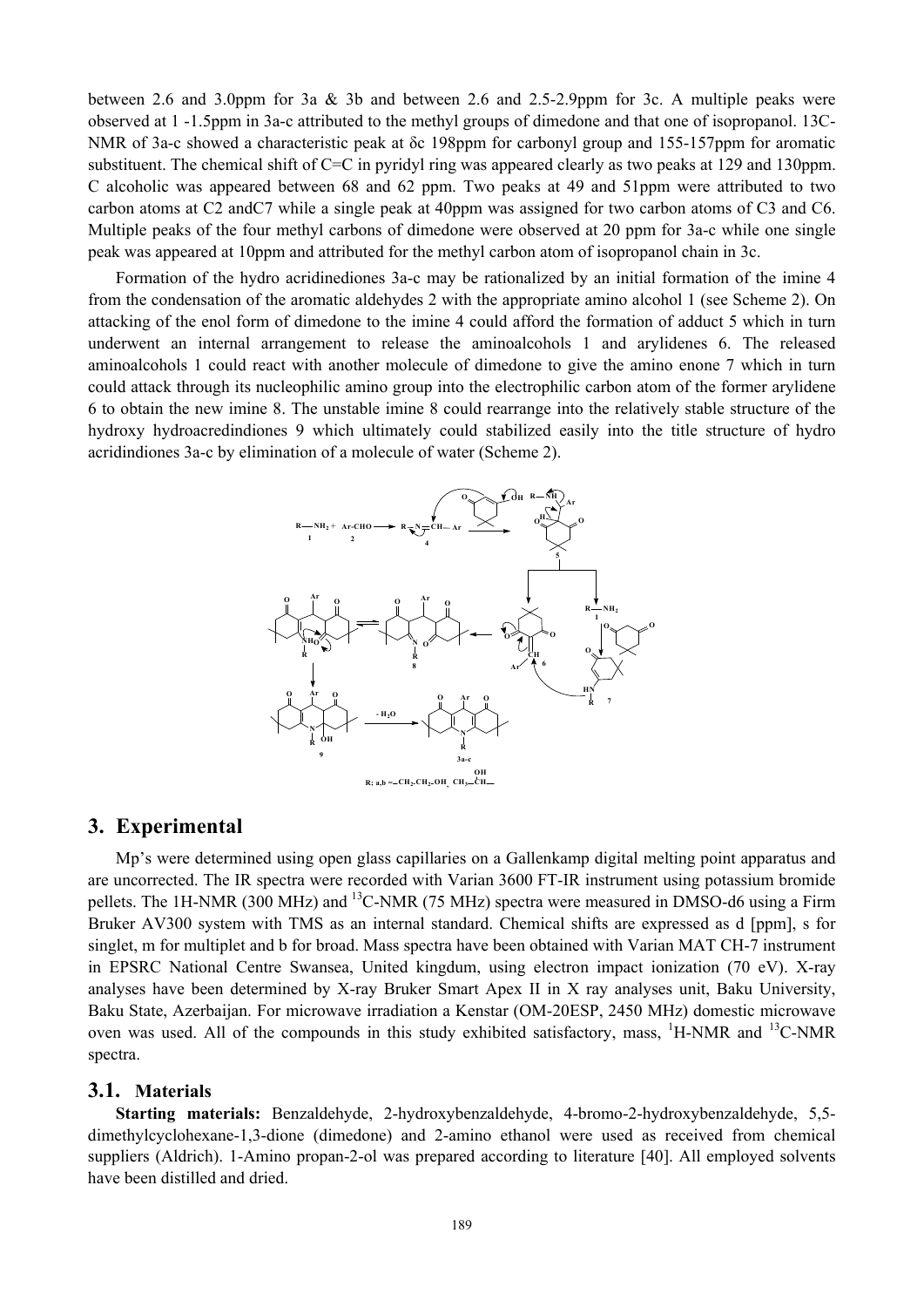between 2.6 and 3.0ppm for 3a & 3b and between 2.6 and 2.5-2.9ppm for 3c. A multiple peaks were observed at 1 -1.5ppm in 3a-c attributed to the methyl groups of dimedone and that one of isopropanol. 13C-NMR of 3a-c showed a characteristic peak at δc 198ppm for carbonyl group and 155-157ppm for aromatic substituent. The chemical shift of C=C in pyridyl ring was appeared clearly as two peaks at 129 and 130ppm. C alcoholic was appeared between 68 and 62 ppm. Two peaks at 49 and 51ppm were attributed to two carbon atoms at C2 andC7 while a single peak at 40ppm was assigned for two carbon atoms of C3 and C6. Multiple peaks of the four methyl carbons of dimedone were observed at 20 ppm for 3a-c while one single peak was appeared at 10ppm and attributed for the methyl carbon atom of isopropanol chain in 3c.

Formation of the hydro acridinediones 3a-c may be rationalized by an initial formation of the imine 4 from the condensation of the aromatic aldehydes 2 with the appropriate amino alcohol 1 (see Scheme 2). On attacking of the enol form of dimedone to the imine 4 could afford the formation of adduct 5 which in turn underwent an internal arrangement to release the aminoalcohols 1 and arylidenes 6. The released aminoalcohols 1 could react with another molecule of dimedone to give the amino enone 7 which in turn could attack through its nucleophilic amino group into the electrophilic carbon atom of the former arylidene 6 to obtain the new imine 8. The unstable imine 8 could rearrange into the relatively stable structure of the hydroxy hydroacredindiones 9 which ultimately could stabilized easily into the title structure of hydro acridindiones 3a-c by elimination of a molecule of water (Scheme 2).

## 3. Experimental

Mp's were determined using open glass capillaries on a Gallenkamp digital melting point apparatus and are uncorrected. The IR spectra were recorded with Varian 3600 FT-IR instrument using potassium bromide pellets. The 1H-NMR (300 MHz) and $^{13}$C-NMR (75 MHz) spectra were measured in DMSO-d6 using a Firm Bruker AV300 system with TMS as an internal standard. Chemical shifts are expressed as d [ppm], s for singlet, m for multiplet and b for broad. Mass spectra have been obtained with Varian MAT CH-7 instrument in EPSRC National Centre Swansea, United kingdum, using electron impact ionization (70 eV). X-ray analyses have been determined by X-ray Bruker Smart Apex II in X ray analyses unit, Baku University, Baku State, Azerbaijan. For microwave irradiation a Kenstar (OM-20ESP, 2450 MHz) domestic microwave oven was used. All of the compounds in this study exhibited satisfactory, mass, $^{1}$H-NMR and $^{13}$C-NMR spectra.

### 3.1. Materials

**Starting materials:** Benzaldehyde, 2-hydroxybenzaldehyde, 4-bromo-2-hydroxybenzaldehyde, 5,5-dimethylcyclohexane-1,3-dione (dimedone) and 2-amino ethanol were used as received from chemical suppliers (Aldrich). 1-Amino propan-2-ol was prepared according to literature [40]. All employed solvents have been distilled and dried.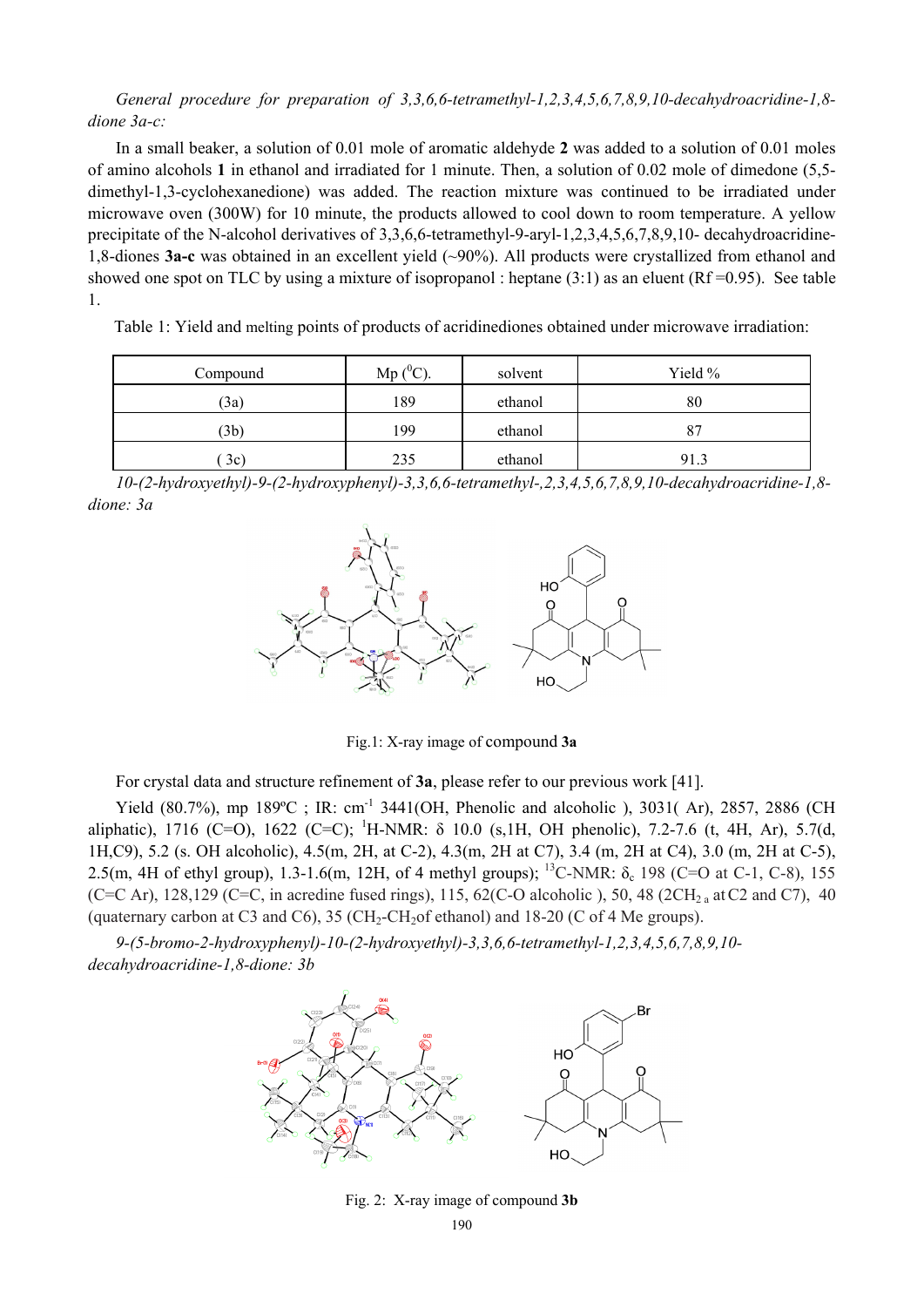*General procedure for preparation of 3,3,6,6-tetramethyl-1,2,3,4,5,6,7,8,9,10-decahydroacridine-1,8-dione 3a-c:*

In a small beaker, a solution of 0.01 mole of aromatic aldehyde **2** was added to a solution of 0.01 moles of amino alcohols **1** in ethanol and irradiated for 1 minute. Then, a solution of 0.02 mole of dimedone (5,5-dimethyl-1,3-cyclohexanedione) was added. The reaction mixture was continued to be irradiated under microwave oven (300W) for 10 minute, the products allowed to cool down to room temperature. A yellow precipitate of the N-alcohol derivatives of 3,3,6,6-tetramethyl-9-aryl-1,2,3,4,5,6,7,8,9,10- decahydroacridine-1,8-diones **3a-c** was obtained in an excellent yield (~90%). All products were crystallized from ethanol and showed one spot on TLC by using a mixture of isopropanol : heptane (3:1) as an eluent (Rf =0.95). See table 1.

Table 1: Yield and melting points of products of acridinediones obtained under microwave irradiation:

| Compound | Mp ($^0$C). | solvent | Yield % |
|---|---|---|---|
| (3a) | 189 | ethanol | 80 |
| (3b) | 199 | ethanol | 87 |
| ( 3c) | 235 | ethanol | 91.3 |

*10-(2-hydroxyethyl)-9-(2-hydroxyphenyl)-3,3,6,6-tetramethyl-,2,3,4,5,6,7,8,9,10-decahydroacridine-1,8-dione: 3a*

Fig.1: X-ray image of compound **3a**

For crystal data and structure refinement of **3a**, please refer to our previous work [41].

Yield (80.7%), mp 189ºC ; IR: cm$^{-1}$ 3441(OH, Phenolic and alcoholic ), 3031( Ar), 2857, 2886 (CH aliphatic), 1716 (C=O), 1622 (C=C); $^1$H-NMR: δ 10.0 (s,1H, OH phenolic), 7.2-7.6 (t, 4H, Ar), 5.7(d, 1H,C9), 5.2 (s. OH alcoholic), 4.5(m, 2H, at C-2), 4.3(m, 2H at C7), 3.4 (m, 2H at C4), 3.0 (m, 2H at C-5), 2.5(m, 4H of ethyl group), 1.3-1.6(m, 12H, of 4 methyl groups); $^{13}$C-NMR: $\delta_c$ 198 (C=O at C-1, C-8), 155 (C=C Ar), 128,129 (C=C, in acredine fused rings), 115, 62(C-O alcoholic ), 50, 48 (2CH$_{2\ a}$ at C2 and C7), 40 (quaternary carbon at C3 and C6), 35 (CH$_2$-CH$_2$of ethanol) and 18-20 (C of 4 Me groups).

*9-(5-bromo-2-hydroxyphenyl)-10-(2-hydroxyethyl)-3,3,6,6-tetramethyl-1,2,3,4,5,6,7,8,9,10-decahydroacridine-1,8-dione: 3b*

Fig. 2: X-ray image of compound **3b**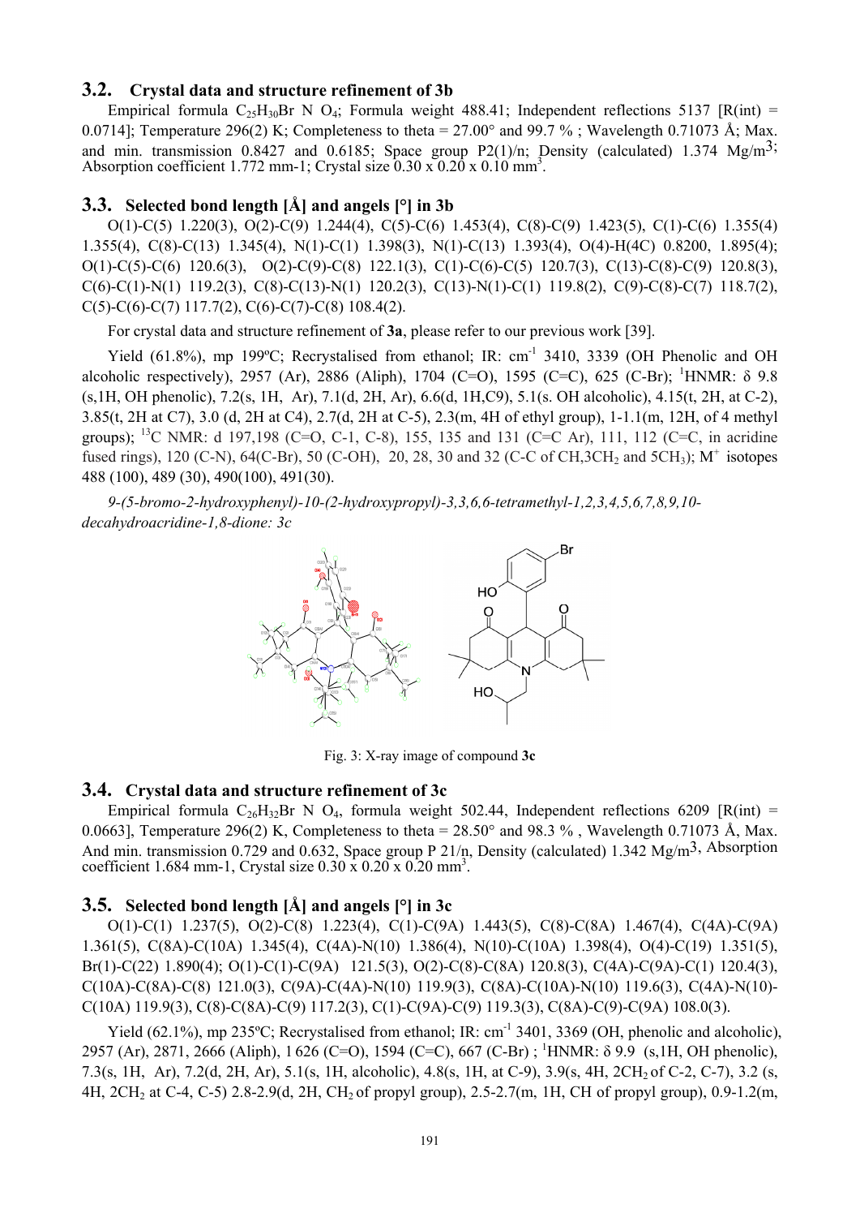### 3.2. Crystal data and structure refinement of 3b

Empirical formula $C_{25}H_{30}Br N O_4$; Formula weight 488.41; Independent reflections 5137 [R(int) = 0.0714]; Temperature 296(2) K; Completeness to theta = 27.00° and 99.7 % ; Wavelength 0.71073 Å; Max. and min. transmission 0.8427 and 0.6185; Space group P2(1)/n; Density (calculated) 1.374 Mg/m$^3$; Absorption coefficient 1.772 mm-1; Crystal size 0.30 x 0.20 x 0.10 mm$^3$.

### 3.3. Selected bond length [Å] and angels [°] in 3b

O(1)-C(5) 1.220(3), O(2)-C(9) 1.244(4), C(5)-C(6) 1.453(4), C(8)-C(9) 1.423(5), C(1)-C(6) 1.355(4) 1.355(4), C(8)-C(13) 1.345(4), N(1)-C(1) 1.398(3), N(1)-C(13) 1.393(4), O(4)-H(4C) 0.8200, 1.895(4); O(1)-C(5)-C(6) 120.6(3), O(2)-C(9)-C(8) 122.1(3), C(1)-C(6)-C(5) 120.7(3), C(13)-C(8)-C(9) 120.8(3), C(6)-C(1)-N(1) 119.2(3), C(8)-C(13)-N(1) 120.2(3), C(13)-N(1)-C(1) 119.8(2), C(9)-C(8)-C(7) 118.7(2), C(5)-C(6)-C(7) 117.7(2), C(6)-C(7)-C(8) 108.4(2).

For crystal data and structure refinement of **3a**, please refer to our previous work [39].

Yield (61.8%), mp 199ºC; Recrystalised from ethanol; IR: cm$^{-1}$ 3410, 3339 (OH Phenolic and OH alcoholic respectively), 2957 (Ar), 2886 (Aliph), 1704 (C=O), 1595 (C=C), 625 (C-Br); $^1$HNMR: δ 9.8 (s,1H, OH phenolic), 7.2(s, 1H, Ar), 7.1(d, 2H, Ar), 6.6(d, 1H,C9), 5.1(s. OH alcoholic), 4.15(t, 2H, at C-2), 3.85(t, 2H at C7), 3.0 (d, 2H at C4), 2.7(d, 2H at C-5), 2.3(m, 4H of ethyl group), 1-1.1(m, 12H, of 4 methyl groups); $^{13}$C NMR: d 197,198 (C=O, C-1, C-8), 155, 135 and 131 (C=C Ar), 111, 112 (C=C, in acridine fused rings), 120 (C-N), 64(C-Br), 50 (C-OH), 20, 28, 30 and 32 (C-C of CH,3CH$_2$ and 5CH$_3$); M$^+$ isotopes 488 (100), 489 (30), 490(100), 491(30).

*9-(5-bromo-2-hydroxyphenyl)-10-(2-hydroxypropyl)-3,3,6,6-tetramethyl-1,2,3,4,5,6,7,8,9,10-decahydroacridine-1,8-dione: 3c*

Fig. 3: X-ray image of compound **3c**

### 3.4. Crystal data and structure refinement of 3c

Empirical formula $C_{26}H_{32}Br N O_4$, formula weight 502.44, Independent reflections 6209 [R(int) = 0.0663], Temperature 296(2) K, Completeness to theta = 28.50° and 98.3 % , Wavelength 0.71073 Å, Max. And min. transmission 0.729 and 0.632, Space group P 21/n, Density (calculated) 1.342 Mg/m$^3$, Absorption coefficient 1.684 mm-1, Crystal size 0.30 x 0.20 x 0.20 mm$^3$.

### 3.5. Selected bond length [Å] and angels [°] in 3c

O(1)-C(1) 1.237(5), O(2)-C(8) 1.223(4), C(1)-C(9A) 1.443(5), C(8)-C(8A) 1.467(4), C(4A)-C(9A) 1.361(5), C(8A)-C(10A) 1.345(4), C(4A)-N(10) 1.386(4), N(10)-C(10A) 1.398(4), O(4)-C(19) 1.351(5), Br(1)-C(22) 1.890(4); O(1)-C(1)-C(9A) 121.5(3), O(2)-C(8)-C(8A) 120.8(3), C(4A)-C(9A)-C(1) 120.4(3), C(10A)-C(8A)-C(8) 121.0(3), C(9A)-C(4A)-N(10) 119.9(3), C(8A)-C(10A)-N(10) 119.6(3), C(4A)-N(10)-C(10A) 119.9(3), C(8)-C(8A)-C(9) 117.2(3), C(1)-C(9A)-C(9) 119.3(3), C(8A)-C(9)-C(9A) 108.0(3).

Yield (62.1%), mp 235ºC; Recrystalised from ethanol; IR: cm$^{-1}$ 3401, 3369 (OH, phenolic and alcoholic), 2957 (Ar), 2871, 2666 (Aliph), 1 626 (C=O), 1594 (C=C), 667 (C-Br) ; $^1$HNMR: δ 9.9 (s,1H, OH phenolic), 7.3(s, 1H, Ar), 7.2(d, 2H, Ar), 5.1(s, 1H, alcoholic), 4.8(s, 1H, at C-9), 3.9(s, 4H, 2CH$_2$ of C-2, C-7), 3.2 (s, 4H, 2CH$_2$ at C-4, C-5) 2.8-2.9(d, 2H, CH$_2$ of propyl group), 2.5-2.7(m, 1H, CH of propyl group), 0.9-1.2(m,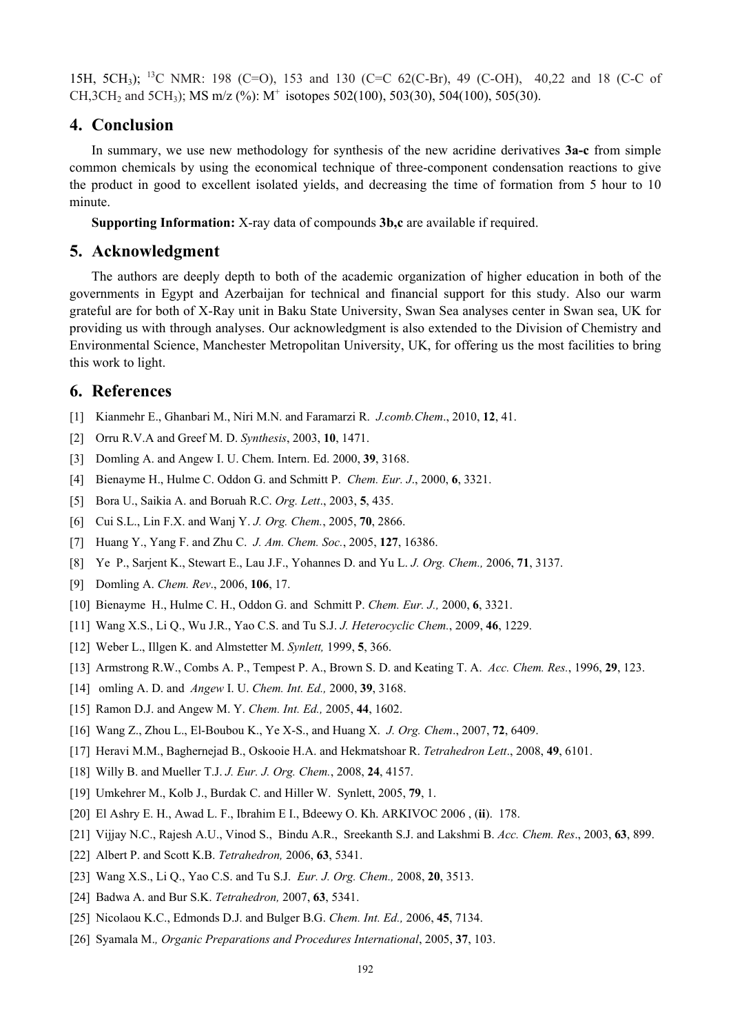15H, $5CH_3$); $^{13}C$ NMR: 198 (C=O), 153 and 130 (C=C 62(C-Br), 49 (C-OH), 40,22 and 18 (C-C of $CH,3CH_2$ and $5CH_3$); MS m/z (%): $M^+$ isotopes 502(100), 503(30), 504(100), 505(30).

## 4. Conclusion

In summary, we use new methodology for synthesis of the new acridine derivatives **3a-c** from simple common chemicals by using the economical technique of three-component condensation reactions to give the product in good to excellent isolated yields, and decreasing the time of formation from 5 hour to 10 minute.

**Supporting Information:** X-ray data of compounds **3b,c** are available if required.

## 5. Acknowledgment

The authors are deeply depth to both of the academic organization of higher education in both of the governments in Egypt and Azerbaijan for technical and financial support for this study. Also our warm grateful are for both of X-Ray unit in Baku State University, Swan Sea analyses center in Swan sea, UK for providing us with through analyses. Our acknowledgment is also extended to the Division of Chemistry and Environmental Science, Manchester Metropolitan University, UK, for offering us the most facilities to bring this work to light.

## 6. References

[1] Kianmehr E., Ghanbari M., Niri M.N. and Faramarzi R. *J.comb.Chem*., 2010, **12**, 41.

[2] Orru R.V.A and Greef M. D. *Synthesis*, 2003, **10**, 1471.

[3] Domling A. and Angew I. U. Chem. Intern. Ed. 2000, **39**, 3168.

[4] Bienayme H., Hulme C. Oddon G. and Schmitt P. *Chem. Eur. J*., 2000, **6**, 3321.

[5] Bora U., Saikia A. and Boruah R.C. *Org. Lett*., 2003, **5**, 435.

[6] Cui S.L., Lin F.X. and Wanj Y. *J. Org. Chem.*, 2005, **70**, 2866.

[7] Huang Y., Yang F. and Zhu C. *J. Am. Chem. Soc.*, 2005, **127**, 16386.

[8] Ye P., Sarjent K., Stewart E., Lau J.F., Yohannes D. and Yu L. *J. Org. Chem.,* 2006, **71**, 3137.

[9] Domling A. *Chem. Rev*., 2006, **106**, 17.

[10] Bienayme H., Hulme C. H., Oddon G. and Schmitt P. *Chem. Eur. J.,* 2000, **6**, 3321.

[11] Wang X.S., Li Q., Wu J.R., Yao C.S. and Tu S.J. *J. Heterocyclic Chem.*, 2009, **46**, 1229.

[12] Weber L., Illgen K. and Almstetter M. *Synlett,* 1999, **5**, 366.

[13] Armstrong R.W., Combs A. P., Tempest P. A., Brown S. D. and Keating T. A. *Acc. Chem. Res.*, 1996, **29**, 123.

[14] omling A. D. and *Angew* I. U. *Chem. Int. Ed.,* 2000, **39**, 3168.

[15] Ramon D.J. and Angew M. Y. *Chem. Int. Ed.,* 2005, **44**, 1602.

[16] Wang Z., Zhou L., El-Boubou K., Ye X-S., and Huang X. *J. Org. Chem*., 2007, **72**, 6409.

[17] Heravi M.M., Baghernejad B., Oskooie H.A. and Hekmatshoar R. *Tetrahedron Lett*., 2008, **49**, 6101.

[18] Willy B. and Mueller T.J. *J. Eur. J. Org. Chem.*, 2008, **24**, 4157.

[19] Umkehrer M., Kolb J., Burdak C. and Hiller W. Synlett, 2005, **79**, 1.

[20] El Ashry E. H., Awad L. F., Ibrahim E I., Bdeewy O. Kh. ARKIVOC 2006 , (**ii**). 178.

[21] Vijjay N.C., Rajesh A.U., Vinod S., Bindu A.R., Sreekanth S.J. and Lakshmi B. *Acc. Chem. Res*., 2003, **63**, 899.

[22] Albert P. and Scott K.B. *Tetrahedron,* 2006, **63**, 5341.

[23] Wang X.S., Li Q., Yao C.S. and Tu S.J. *Eur. J. Org. Chem.,* 2008, **20**, 3513.

[24] Badwa A. and Bur S.K. *Tetrahedron,* 2007, **63**, 5341.

[25] Nicolaou K.C., Edmonds D.J. and Bulger B.G. *Chem. Int. Ed.,* 2006, **45**, 7134.

[26] Syamala M.*, Organic Preparations and Procedures International*, 2005, **37**, 103.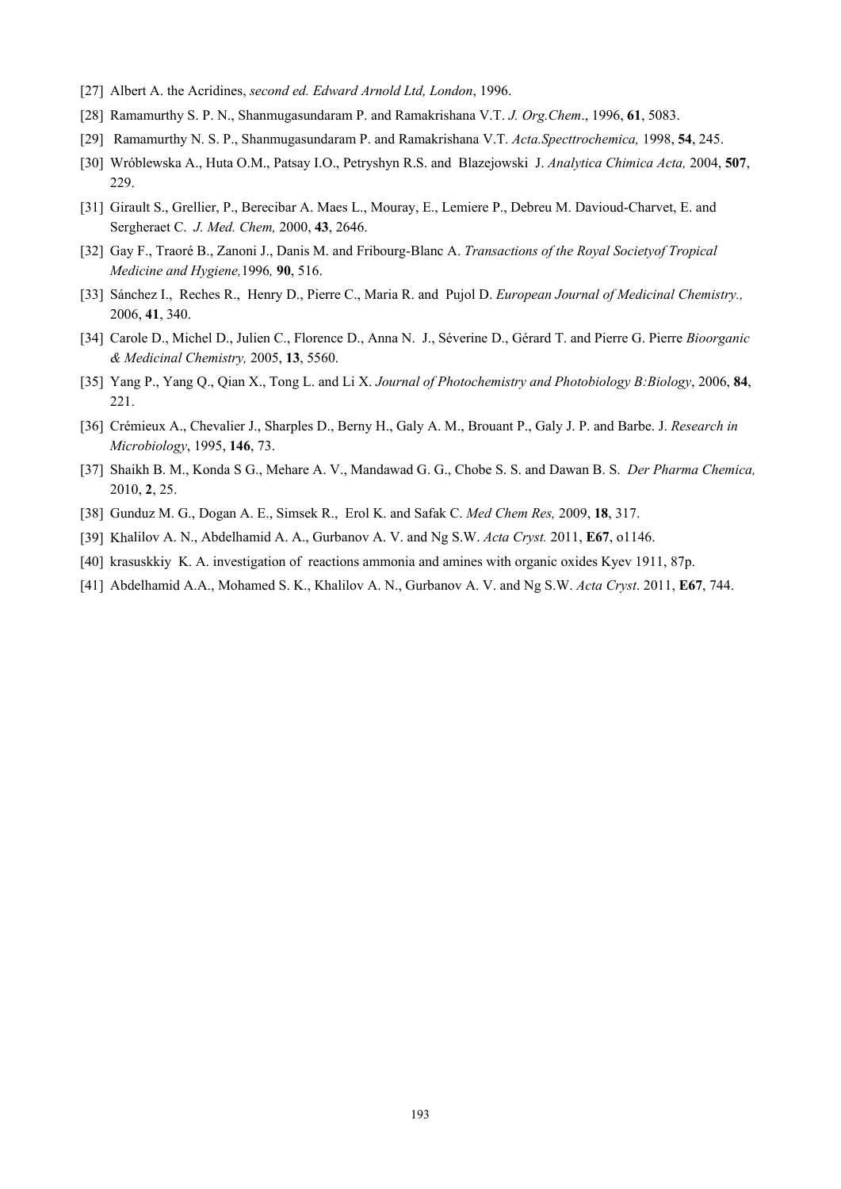[27] Albert A. the Acridines, *second ed. Edward Arnold Ltd, London*, 1996.

[28] Ramamurthy S. P. N., Shanmugasundaram P. and Ramakrishana V.T. *J. Org.Chem*., 1996, **61**, 5083.

[29] Ramamurthy N. S. P., Shanmugasundaram P. and Ramakrishana V.T. *Acta.Specttrochemica,* 1998, **54**, 245.

[30] Wróblewska A., Huta O.M., Patsay I.O., Petryshyn R.S. and Blazejowski J. *Analytica Chimica Acta,* 2004, **507**, 229.

[31] Girault S., Grellier, P., Berecibar A. Maes L., Mouray, E., Lemiere P., Debreu M. Davioud-Charvet, E. and Sergheraet C. *J. Med. Chem,* 2000, **43**, 2646.

[32] Gay F., Traoré B., Zanoni J., Danis M. and Fribourg-Blanc A. *Transactions of the Royal Societyof Tropical Medicine and Hygiene,*1996*,* **90**, 516.

[33] Sánchez I., Reches R., Henry D., Pierre C., Maria R. and Pujol D. *European Journal of Medicinal Chemistry.,* 2006, **41**, 340.

[34] Carole D., Michel D., Julien C., Florence D., Anna N. J., Séverine D., Gérard T. and Pierre G. Pierre *Bioorganic & Medicinal Chemistry,* 2005, **13**, 5560.

[35] Yang P., Yang Q., Qian X., Tong L. and Li X. *Journal of Photochemistry and Photobiology B:Biology*, 2006, **84**, 221.

[36] Crémieux A., Chevalier J., Sharples D., Berny H., Galy A. M., Brouant P., Galy J. P. and Barbe. J. *Research in Microbiology*, 1995, **146**, 73.

[37] Shaikh B. M., Konda S G., Mehare A. V., Mandawad G. G., Chobe S. S. and Dawan B. S. *Der Pharma Chemica,* 2010, **2**, 25.

[38] Gunduz M. G., Dogan A. E., Simsek R., Erol K. and Safak C. *Med Chem Res,* 2009, **18**, 317.

[39] Khalilov A. N., Abdelhamid A. A., Gurbanov A. V. and Ng S.W. *Acta Cryst.* 2011, **E67**, o1146.

[40] krasuskkiy K. A. investigation of reactions ammonia and amines with organic oxides Kyev 1911, 87p.

[41] Abdelhamid A.A., Mohamed S. K., Khalilov A. N., Gurbanov A. V. and Ng S.W. *Acta Cryst*. 2011, **E67**, 744.